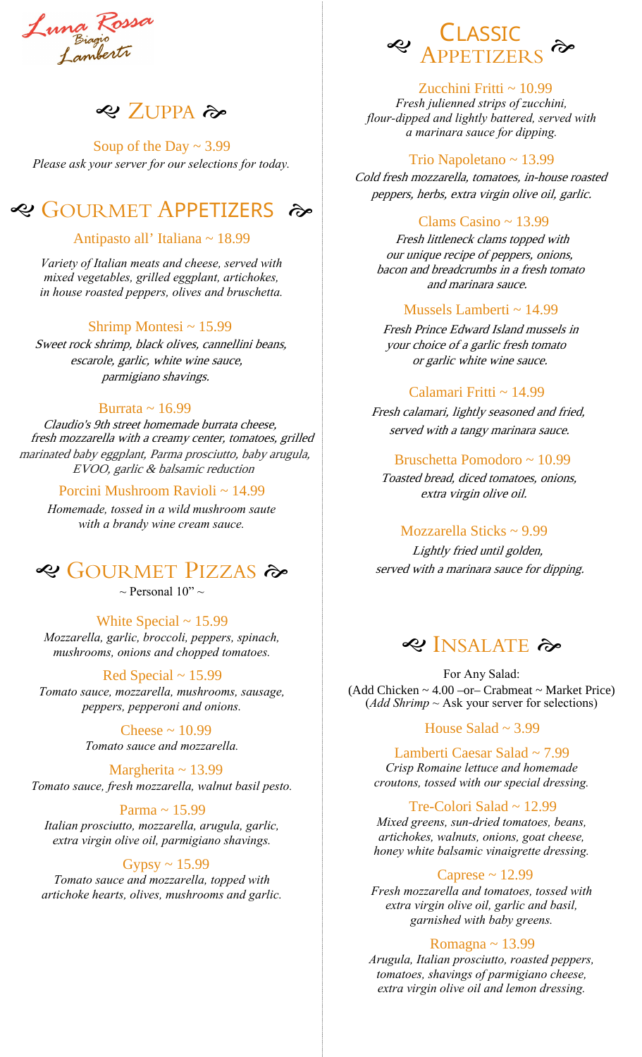Luna Rossa
Biagio Lamberti

## Zuppa

**Soup of the Day ~ 3.99**
*Please ask your server for our selections for today.*

## Gourmet Appetizers

**Antipasto all' Italiana ~ 18.99**
*Variety of Italian meats and cheese, served with mixed vegetables, grilled eggplant, artichokes, in house roasted peppers, olives and bruschetta.*

**Shrimp Montesi ~ 15.99**
*Sweet rock shrimp, black olives, cannellini beans, escarole, garlic, white wine sauce, parmigiano shavings.*

**Burrata ~ 16.99**
*Claudio's 9th street homemade burrata cheese, fresh mozzarella with a creamy center, tomatoes, grilled marinated baby eggplant, Parma prosciutto, baby arugula, EVOO, garlic & balsamic reduction*

**Porcini Mushroom Ravioli ~ 14.99**
*Homemade, tossed in a wild mushroom saute with a brandy wine cream sauce.*

## Gourmet Pizzas

~ Personal 10" ~

**White Special ~ 15.99**
*Mozzarella, garlic, broccoli, peppers, spinach, mushrooms, onions and chopped tomatoes.*

**Red Special ~ 15.99**
*Tomato sauce, mozzarella, mushrooms, sausage, peppers, pepperoni and onions.*

**Cheese ~ 10.99**
*Tomato sauce and mozzarella.*

**Margherita ~ 13.99**
*Tomato sauce, fresh mozzarella, walnut basil pesto.*

**Parma ~ 15.99**
*Italian prosciutto, mozzarella, arugula, garlic, extra virgin olive oil, parmigiano shavings.*

**Gypsy ~ 15.99**
*Tomato sauce and mozzarella, topped with artichoke hearts, olives, mushrooms and garlic.*

## Classic Appetizers

**Zucchini Fritti ~ 10.99**
*Fresh julienned strips of zucchini, flour-dipped and lightly battered, served with a marinara sauce for dipping.*

**Trio Napoletano ~ 13.99**
*Cold fresh mozzarella, tomatoes, in-house roasted peppers, herbs, extra virgin olive oil, garlic.*

**Clams Casino ~ 13.99**
*Fresh littleneck clams topped with our unique recipe of peppers, onions, bacon and breadcrumbs in a fresh tomato and marinara sauce.*

**Mussels Lamberti ~ 14.99**
*Fresh Prince Edward Island mussels in your choice of a garlic fresh tomato or garlic white wine sauce.*

**Calamari Fritti ~ 14.99**
*Fresh calamari, lightly seasoned and fried, served with a tangy marinara sauce.*

**Bruschetta Pomodoro ~ 10.99**
*Toasted bread, diced tomatoes, onions, extra virgin olive oil.*

**Mozzarella Sticks ~ 9.99**
*Lightly fried until golden, served with a marinara sauce for dipping.*

## Insalate

For Any Salad:
(Add Chicken ~ 4.00 –or– Crabmeat ~ Market Price)
(*Add Shrimp* ~ Ask your server for selections)

**House Salad ~ 3.99**

**Lamberti Caesar Salad ~ 7.99**
*Crisp Romaine lettuce and homemade croutons, tossed with our special dressing.*

**Tre-Colori Salad ~ 12.99**
*Mixed greens, sun-dried tomatoes, beans, artichokes, walnuts, onions, goat cheese, honey white balsamic vinaigrette dressing.*

**Caprese ~ 12.99**
*Fresh mozzarella and tomatoes, tossed with extra virgin olive oil, garlic and basil, garnished with baby greens.*

**Romagna ~ 13.99**
*Arugula, Italian prosciutto, roasted peppers, tomatoes, shavings of parmigiano cheese, extra virgin olive oil and lemon dressing.*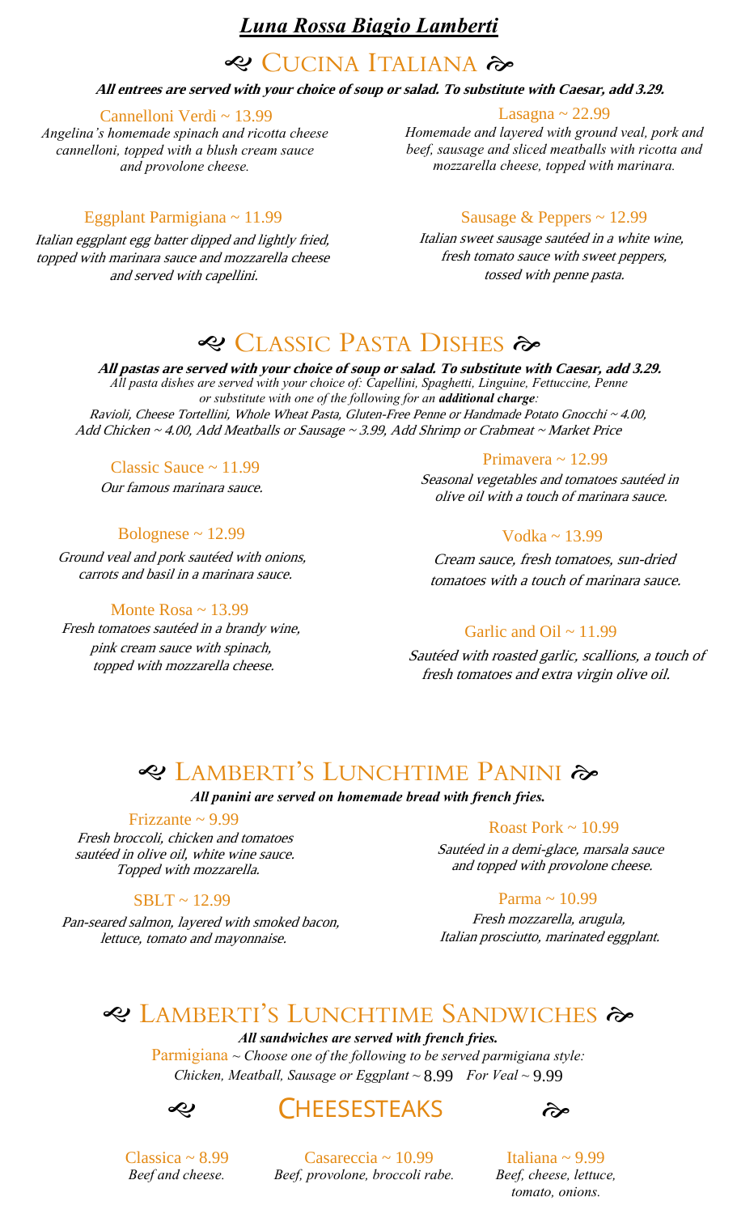# *Luna Rossa Biagio Lamberti*

## Cucina Italiana

***All entrees are served with your choice of soup or salad. To substitute with Caesar, add 3.29.***

**Cannelloni Verdi ~ 13.99**
*Angelina's homemade spinach and ricotta cheese cannelloni, topped with a blush cream sauce and provolone cheese.*

**Lasagna ~ 22.99**
*Homemade and layered with ground veal, pork and beef, sausage and sliced meatballs with ricotta and mozzarella cheese, topped with marinara.*

**Eggplant Parmigiana ~ 11.99**
*Italian eggplant egg batter dipped and lightly fried, topped with marinara sauce and mozzarella cheese and served with capellini.*

**Sausage & Peppers ~ 12.99**
*Italian sweet sausage sautéed in a white wine, fresh tomato sauce with sweet peppers, tossed with penne pasta.*

## Classic Pasta Dishes

***All pastas are served with your choice of soup or salad. To substitute with Caesar, add 3.29.***
*All pasta dishes are served with your choice of: Capellini, Spaghetti, Linguine, Fettuccine, Penne or substitute with one of the following for an **additional charge**:*
*Ravioli, Cheese Tortellini, Whole Wheat Pasta, Gluten-Free Penne or Handmade Potato Gnocchi ~ 4.00, Add Chicken ~ 4.00, Add Meatballs or Sausage ~ 3.99, Add Shrimp or Crabmeat ~ Market Price*

**Classic Sauce ~ 11.99**
*Our famous marinara sauce.*

**Primavera ~ 12.99**
*Seasonal vegetables and tomatoes sautéed in olive oil with a touch of marinara sauce.*

**Bolognese ~ 12.99**
*Ground veal and pork sautéed with onions, carrots and basil in a marinara sauce.*

**Vodka ~ 13.99**
*Cream sauce, fresh tomatoes, sun-dried tomatoes with a touch of marinara sauce.*

**Monte Rosa ~ 13.99**
*Fresh tomatoes sautéed in a brandy wine, pink cream sauce with spinach, topped with mozzarella cheese.*

**Garlic and Oil ~ 11.99**
*Sautéed with roasted garlic, scallions, a touch of fresh tomatoes and extra virgin olive oil.*

## Lamberti's Lunchtime Panini

***All panini are served on homemade bread with french fries.***

**Frizzante ~ 9.99**
*Fresh broccoli, chicken and tomatoes sautéed in olive oil, white wine sauce. Topped with mozzarella.*

**Roast Pork ~ 10.99**
*Sautéed in a demi-glace, marsala sauce and topped with provolone cheese.*

**SBLT ~ 12.99**
*Pan-seared salmon, layered with smoked bacon, lettuce, tomato and mayonnaise.*

**Parma ~ 10.99**
*Fresh mozzarella, arugula, Italian prosciutto, marinated eggplant.*

## Lamberti's Lunchtime Sandwiches

***All sandwiches are served with french fries.***

**Parmigiana** ~ *Choose one of the following to be served parmigiana style: Chicken, Meatball, Sausage or Eggplant* ~ 8.99 *For Veal* ~ 9.99

### Cheesesteaks

**Classica ~ 8.99**
*Beef and cheese.*

**Casareccia ~ 10.99**
*Beef, provolone, broccoli rabe.*

**Italiana ~ 9.99**
*Beef, cheese, lettuce, tomato, onions.*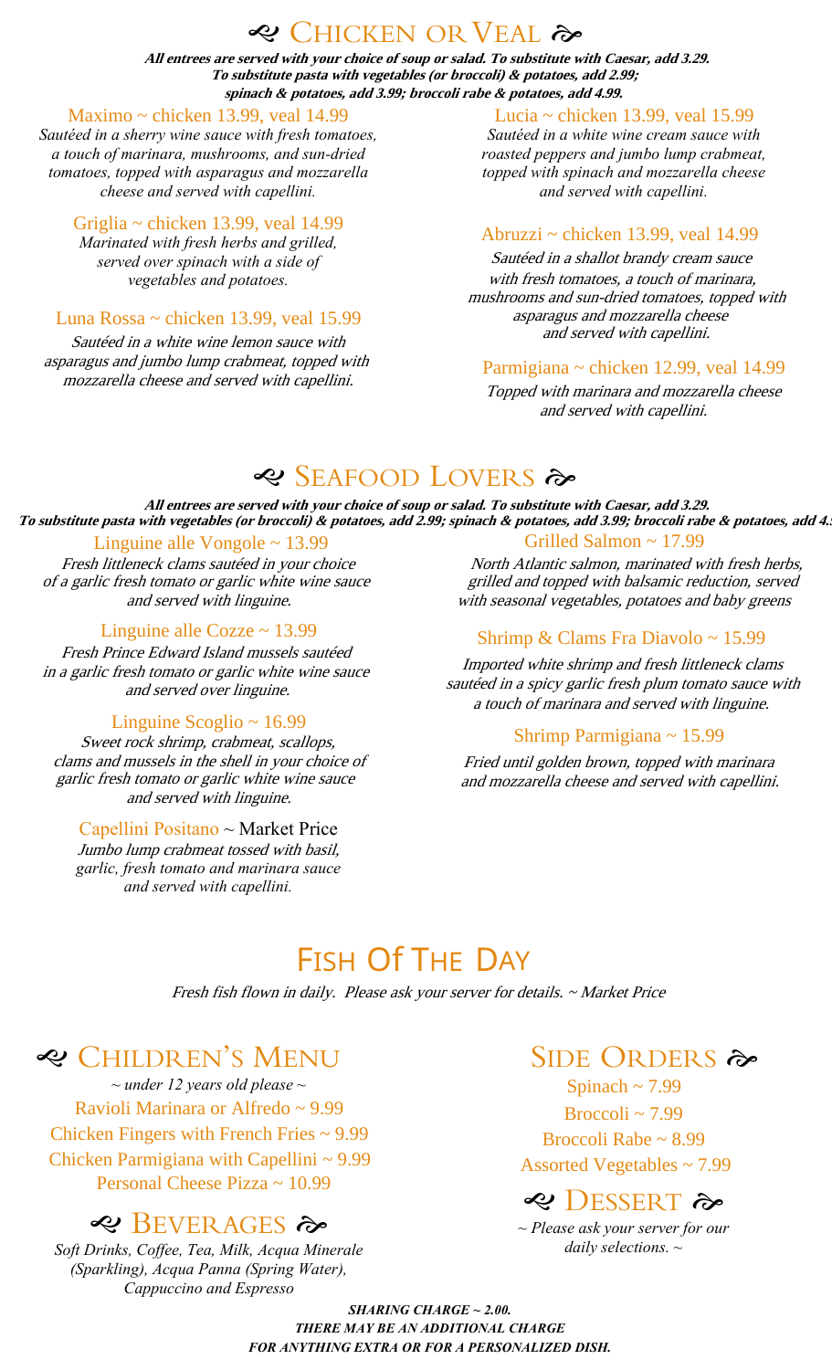## Chicken or Veal

**_All entrees are served with your choice of soup or salad. To substitute with Caesar, add 3.29. To substitute pasta with vegetables (or broccoli) & potatoes, add 2.99; spinach & potatoes, add 3.99; broccoli rabe & potatoes, add 4.99._**

### Maximo ~ chicken 13.99, veal 14.99
*Sautéed in a sherry wine sauce with fresh tomatoes, a touch of marinara, mushrooms, and sun-dried tomatoes, topped with asparagus and mozzarella cheese and served with capellini.*

### Griglia ~ chicken 13.99, veal 14.99
*Marinated with fresh herbs and grilled, served over spinach with a side of vegetables and potatoes.*

### Luna Rossa ~ chicken 13.99, veal 15.99
*Sautéed in a white wine lemon sauce with asparagus and jumbo lump crabmeat, topped with mozzarella cheese and served with capellini.*

### Lucia ~ chicken 13.99, veal 15.99
*Sautéed in a white wine cream sauce with roasted peppers and jumbo lump crabmeat, topped with spinach and mozzarella cheese and served with capellini.*

### Abruzzi ~ chicken 13.99, veal 14.99
*Sautéed in a shallot brandy cream sauce with fresh tomatoes, a touch of marinara, mushrooms and sun-dried tomatoes, topped with asparagus and mozzarella cheese and served with capellini.*

### Parmigiana ~ chicken 12.99, veal 14.99
*Topped with marinara and mozzarella cheese and served with capellini.*

## Seafood Lovers

**_All entrees are served with your choice of soup or salad. To substitute with Caesar, add 3.29. To substitute pasta with vegetables (or broccoli) & potatoes, add 2.99; spinach & potatoes, add 3.99; broccoli rabe & potatoes, add 4._**

### Linguine alle Vongole ~ 13.99
*Fresh littleneck clams sautéed in your choice of a garlic fresh tomato or garlic white wine sauce and served with linguine.*

### Linguine alle Cozze ~ 13.99
*Fresh Prince Edward Island mussels sautéed in a garlic fresh tomato or garlic white wine sauce and served over linguine.*

### Linguine Scoglio ~ 16.99
*Sweet rock shrimp, crabmeat, scallops, clams and mussels in the shell in your choice of garlic fresh tomato or garlic white wine sauce and served with linguine.*

### Capellini Positano ~ Market Price
*Jumbo lump crabmeat tossed with basil, garlic, fresh tomato and marinara sauce and served with capellini.*

### Grilled Salmon ~ 17.99
*North Atlantic salmon, marinated with fresh herbs, grilled and topped with balsamic reduction, served with seasonal vegetables, potatoes and baby greens*

### Shrimp & Clams Fra Diavolo ~ 15.99
*Imported white shrimp and fresh littleneck clams sautéed in a spicy garlic fresh plum tomato sauce with a touch of marinara and served with linguine.*

### Shrimp Parmigiana ~ 15.99
*Fried until golden brown, topped with marinara and mozzarella cheese and served with capellini.*

## Fish Of The Day

*Fresh fish flown in daily. Please ask your server for details. ~ Market Price*

## Children's Menu

*~ under 12 years old please ~*

Ravioli Marinara or Alfredo ~ 9.99
Chicken Fingers with French Fries ~ 9.99
Chicken Parmigiana with Capellini ~ 9.99
Personal Cheese Pizza ~ 10.99

## Beverages

*Soft Drinks, Coffee, Tea, Milk, Acqua Minerale (Sparkling), Acqua Panna (Spring Water), Cappuccino and Espresso*

## Side Orders

Spinach ~ 7.99
Broccoli ~ 7.99
Broccoli Rabe ~ 8.99
Assorted Vegetables ~ 7.99

## Dessert

*~ Please ask your server for our daily selections. ~*

**_SHARING CHARGE ~ 2.00._**
**_THERE MAY BE AN ADDITIONAL CHARGE FOR ANYTHING EXTRA OR FOR A PERSONALIZED DISH._**